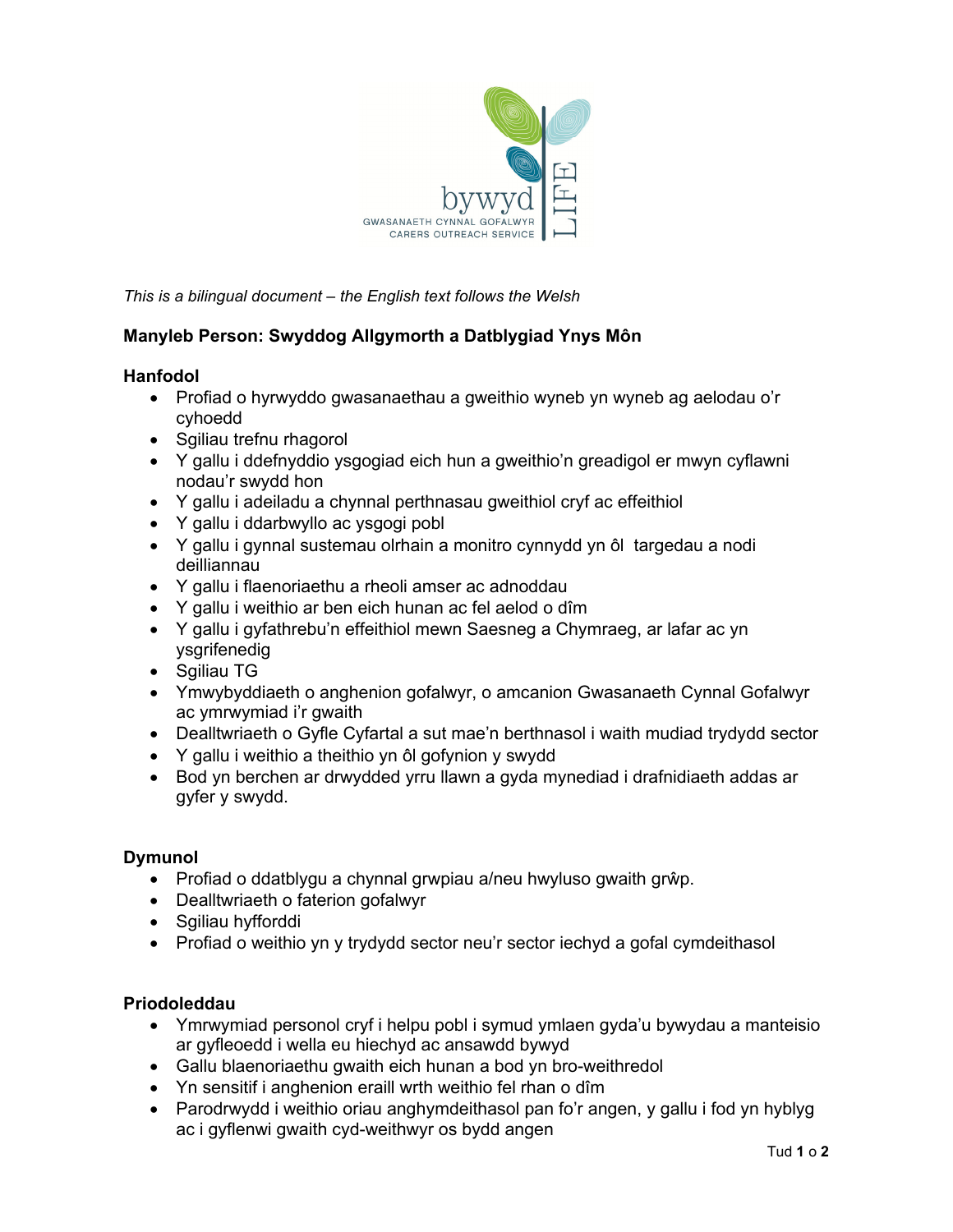bywyd LIFE

GWASANAETH CYNNAL GOFALWYR
CARERS OUTREACH SERVICE

*This is a bilingual document – the English text follows the Welsh*

**Manyleb Person: Swyddog Allgymorth a Datblygiad Ynys Môn**

**Hanfodol**

- Profiad o hyrwyddo gwasanaethau a gweithio wyneb yn wyneb ag aelodau o'r cyhoedd
- Sgiliau trefnu rhagorol
- Y gallu i ddefnyddio ysgogiad eich hun a gweithio'n greadigol er mwyn cyflawni nodau'r swydd hon
- Y gallu i adeiladu a chynnal perthnasau gweithiol cryf ac effeithiol
- Y gallu i ddarbwyllo ac ysgogi pobl
- Y gallu i gynnal sustemau olrhain a monitro cynnydd yn ôl targedau a nodi deilliannau
- Y gallu i flaenoriaethu a rheoli amser ac adnoddau
- Y gallu i weithio ar ben eich hunan ac fel aelod o dîm
- Y gallu i gyfathrebu'n effeithiol mewn Saesneg a Chymraeg, ar lafar ac yn ysgrifenedig
- Sgiliau TG
- Ymwybyddiaeth o anghenion gofalwyr, o amcanion Gwasanaeth Cynnal Gofalwyr ac ymrwymiad i'r gwaith
- Dealltwriaeth o Gyfle Cyfartal a sut mae'n berthnasol i waith mudiad trydydd sector
- Y gallu i weithio a theithio yn ôl gofynion y swydd
- Bod yn berchen ar drwydded yrru llawn a gyda mynediad i drafnidiaeth addas ar gyfer y swydd.

**Dymunol**

- Profiad o ddatblygu a chynnal grwpiau a/neu hwyluso gwaith grŵp.
- Dealltwriaeth o faterion gofalwyr
- Sgiliau hyfforddi
- Profiad o weithio yn y trydydd sector neu'r sector iechyd a gofal cymdeithasol

**Priodoleddau**

- Ymrwymiad personol cryf i helpu pobl i symud ymlaen gyda'u bywydau a manteisio ar gyfleoedd i wella eu hiechyd ac ansawdd bywyd
- Gallu blaenoriaethu gwaith eich hunan a bod yn bro-weithredol
- Yn sensitif i anghenion eraill wrth weithio fel rhan o dîm
- Parodrwydd i weithio oriau anghymdeithasol pan fo'r angen, y gallu i fod yn hyblyg ac i gyflenwi gwaith cyd-weithwyr os bydd angen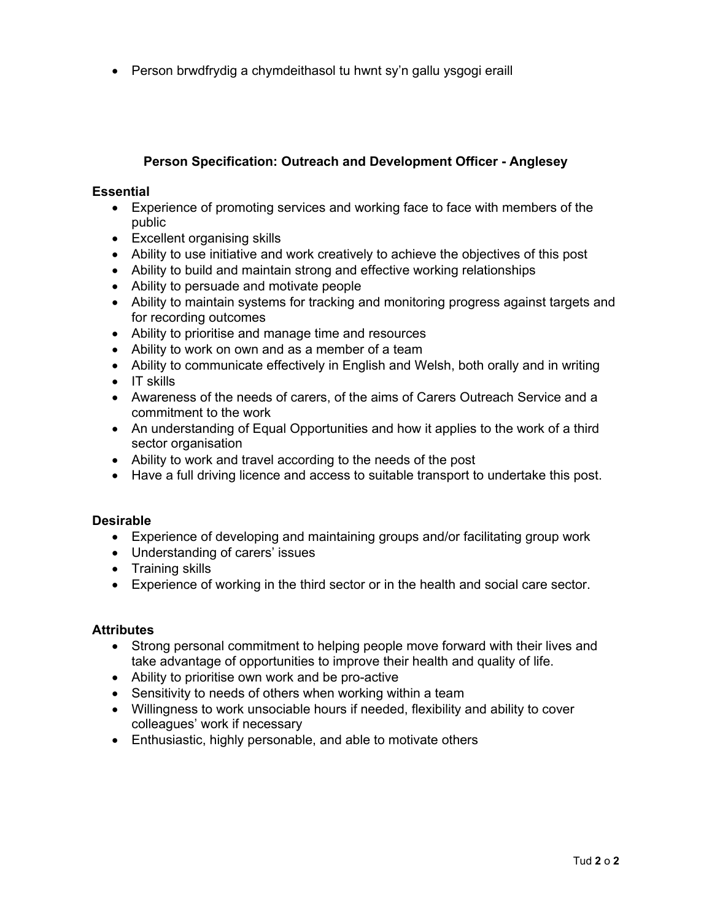- Person brwdfrydig a chymdeithasol tu hwnt sy'n gallu ysgogi eraill

## Person Specification: Outreach and Development Officer - Anglesey

### Essential

- Experience of promoting services and working face to face with members of the public
- Excellent organising skills
- Ability to use initiative and work creatively to achieve the objectives of this post
- Ability to build and maintain strong and effective working relationships
- Ability to persuade and motivate people
- Ability to maintain systems for tracking and monitoring progress against targets and for recording outcomes
- Ability to prioritise and manage time and resources
- Ability to work on own and as a member of a team
- Ability to communicate effectively in English and Welsh, both orally and in writing
- IT skills
- Awareness of the needs of carers, of the aims of Carers Outreach Service and a commitment to the work
- An understanding of Equal Opportunities and how it applies to the work of a third sector organisation
- Ability to work and travel according to the needs of the post
- Have a full driving licence and access to suitable transport to undertake this post.

### Desirable

- Experience of developing and maintaining groups and/or facilitating group work
- Understanding of carers' issues
- Training skills
- Experience of working in the third sector or in the health and social care sector.

### Attributes

- Strong personal commitment to helping people move forward with their lives and take advantage of opportunities to improve their health and quality of life.
- Ability to prioritise own work and be pro-active
- Sensitivity to needs of others when working within a team
- Willingness to work unsociable hours if needed, flexibility and ability to cover colleagues' work if necessary
- Enthusiastic, highly personable, and able to motivate others